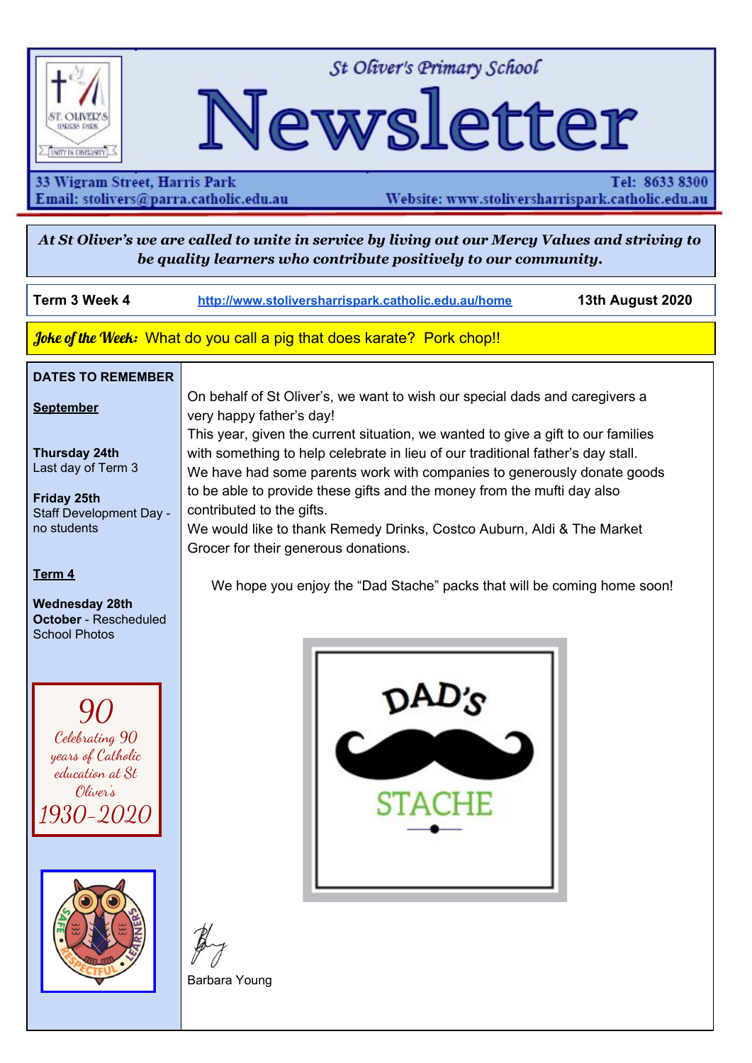# St Oliver's Primary School Newsletter

33 Wigram Street, Harris Park
Email: stolivers@parra.catholic.edu.au

Tel: 8633 8300
Website: www.stoliversharrispark.catholic.edu.au

***At St Oliver's we are called to unite in service by living out our Mercy Values and striving to be quality learners who contribute positively to our community.***

**Term 3 Week 4** | http://www.stoliversharrispark.catholic.edu.au/home | **13th August 2020**

***Joke of the Week:*** What do you call a pig that does karate? Pork chop!!

## DATES TO REMEMBER

**September**

**Thursday 24th**
Last day of Term 3

**Friday 25th**
Staff Development Day - no students

**Term 4**

**Wednesday 28th October** - Rescheduled School Photos

*90*
*Celebrating 90 years of Catholic education at St Oliver's*
*1930-2020*

SAFE · RESPECTFUL · LEARNERS

---

On behalf of St Oliver's, we want to wish our special dads and caregivers a very happy father's day!

This year, given the current situation, we wanted to give a gift to our families with something to help celebrate in lieu of our traditional father's day stall.

We have had some parents work with companies to generously donate goods to be able to provide these gifts and the money from the mufti day also contributed to the gifts.

We would like to thank Remedy Drinks, Costco Auburn, Aldi & The Market Grocer for their generous donations.

We hope you enjoy the "Dad Stache" packs that will be coming home soon!

DAD'S STACHE

Barbara Young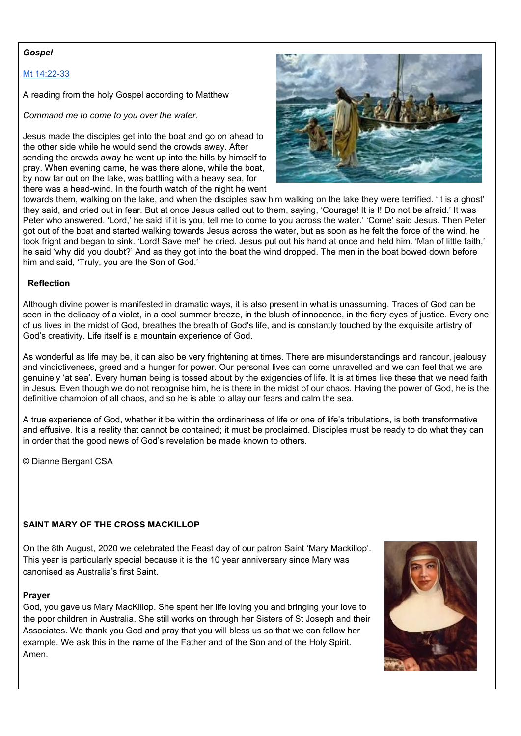***Gospel***

[Mt 14:22-33](#)

A reading from the holy Gospel according to Matthew

*Command me to come to you over the water.*

Jesus made the disciples get into the boat and go on ahead to the other side while he would send the crowds away. After sending the crowds away he went up into the hills by himself to pray. When evening came, he was there alone, while the boat, by now far out on the lake, was battling with a heavy sea, for there was a head-wind. In the fourth watch of the night he went towards them, walking on the lake, and when the disciples saw him walking on the lake they were terrified. 'It is a ghost' they said, and cried out in fear. But at once Jesus called out to them, saying, 'Courage! It is I! Do not be afraid.' It was Peter who answered. 'Lord,' he said 'if it is you, tell me to come to you across the water.' 'Come' said Jesus. Then Peter got out of the boat and started walking towards Jesus across the water, but as soon as he felt the force of the wind, he took fright and began to sink. 'Lord! Save me!' he cried. Jesus put out his hand at once and held him. 'Man of little faith,' he said 'why did you doubt?' And as they got into the boat the wind dropped. The men in the boat bowed down before him and said, 'Truly, you are the Son of God.'

**Reflection**

Although divine power is manifested in dramatic ways, it is also present in what is unassuming. Traces of God can be seen in the delicacy of a violet, in a cool summer breeze, in the blush of innocence, in the fiery eyes of justice. Every one of us lives in the midst of God, breathes the breath of God's life, and is constantly touched by the exquisite artistry of God's creativity. Life itself is a mountain experience of God.

As wonderful as life may be, it can also be very frightening at times. There are misunderstandings and rancour, jealousy and vindictiveness, greed and a hunger for power. Our personal lives can come unravelled and we can feel that we are genuinely 'at sea'. Every human being is tossed about by the exigencies of life. It is at times like these that we need faith in Jesus. Even though we do not recognise him, he is there in the midst of our chaos. Having the power of God, he is the definitive champion of all chaos, and so he is able to allay our fears and calm the sea.

A true experience of God, whether it be within the ordinariness of life or one of life's tribulations, is both transformative and effusive. It is a reality that cannot be contained; it must be proclaimed. Disciples must be ready to do what they can in order that the good news of God's revelation be made known to others.

© Dianne Bergant CSA

**SAINT MARY OF THE CROSS MACKILLOP**

On the 8th August, 2020 we celebrated the Feast day of our patron Saint 'Mary Mackillop'. This year is particularly special because it is the 10 year anniversary since Mary was canonised as Australia's first Saint.

**Prayer**

God, you gave us Mary MacKillop. She spent her life loving you and bringing your love to the poor children in Australia. She still works on through her Sisters of St Joseph and their Associates. We thank you God and pray that you will bless us so that we can follow her example. We ask this in the name of the Father and of the Son and of the Holy Spirit. Amen.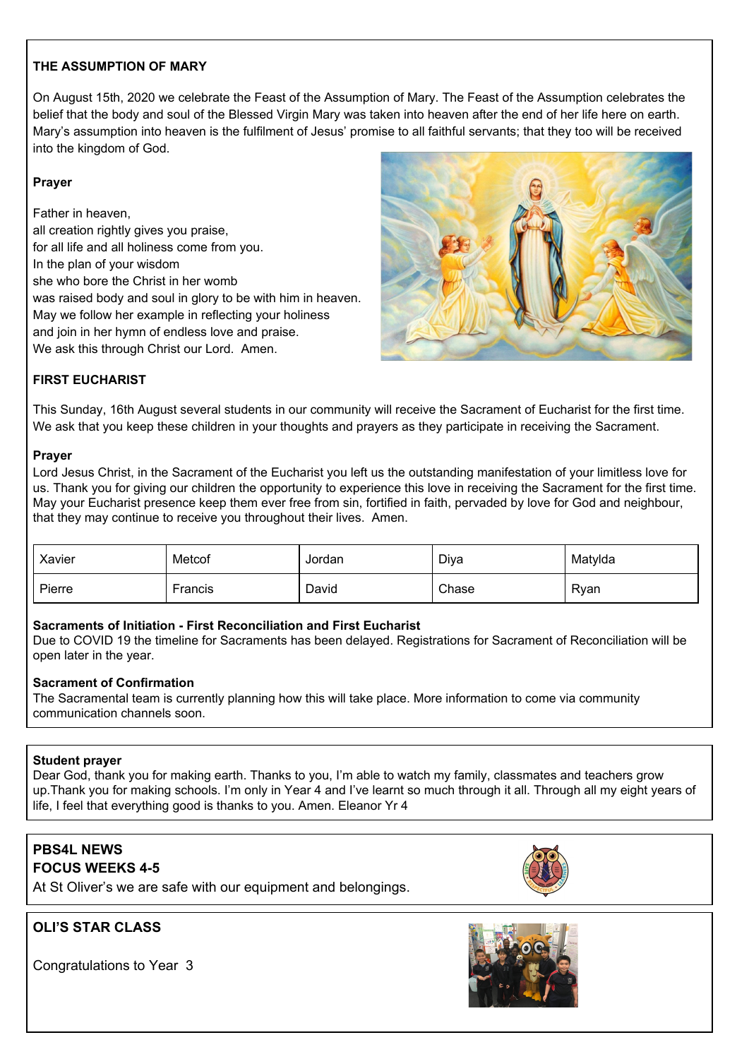## THE ASSUMPTION OF MARY

On August 15th, 2020 we celebrate the Feast of the Assumption of Mary. The Feast of the Assumption celebrates the belief that the body and soul of the Blessed Virgin Mary was taken into heaven after the end of her life here on earth. Mary's assumption into heaven is the fulfilment of Jesus' promise to all faithful servants; that they too will be received into the kingdom of God.

**Prayer**

Father in heaven,
all creation rightly gives you praise,
for all life and all holiness come from you.
In the plan of your wisdom
she who bore the Christ in her womb
was raised body and soul in glory to be with him in heaven.
May we follow her example in reflecting your holiness
and join in her hymn of endless love and praise.
We ask this through Christ our Lord. Amen.

## FIRST EUCHARIST

This Sunday, 16th August several students in our community will receive the Sacrament of Eucharist for the first time. We ask that you keep these children in your thoughts and prayers as they participate in receiving the Sacrament.

**Prayer**

Lord Jesus Christ, in the Sacrament of the Eucharist you left us the outstanding manifestation of your limitless love for us. Thank you for giving our children the opportunity to experience this love in receiving the Sacrament for the first time. May your Eucharist presence keep them ever free from sin, fortified in faith, pervaded by love for God and neighbour, that they may continue to receive you throughout their lives. Amen.

| Xavier | Metcof | Jordan | Diya | Matylda |
|---|---|---|---|---|
| Pierre | Francis | David | Chase | Ryan |

**Sacraments of Initiation - First Reconciliation and First Eucharist**
Due to COVID 19 the timeline for Sacraments has been delayed. Registrations for Sacrament of Reconciliation will be open later in the year.

**Sacrament of Confirmation**
The Sacramental team is currently planning how this will take place. More information to come via community communication channels soon.

**Student prayer**
Dear God, thank you for making earth. Thanks to you, I'm able to watch my family, classmates and teachers grow up.Thank you for making schools. I'm only in Year 4 and I've learnt so much through it all. Through all my eight years of life, I feel that everything good is thanks to you. Amen. Eleanor Yr 4

## PBS4L NEWS
## FOCUS WEEKS 4-5

At St Oliver's we are safe with our equipment and belongings.

## OLI'S STAR CLASS

Congratulations to Year 3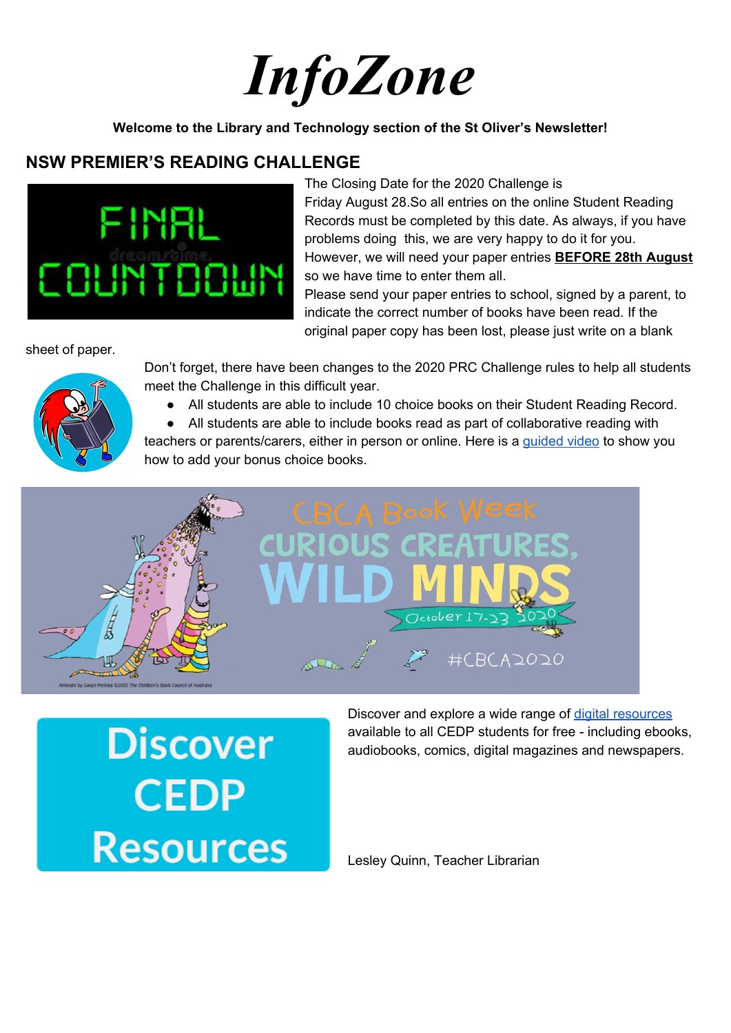# *InfoZone*

**Welcome to the Library and Technology section of the St Oliver's Newsletter!**

## NSW PREMIER'S READING CHALLENGE

The Closing Date for the 2020 Challenge is Friday August 28.So all entries on the online Student Reading Records must be completed by this date. As always, if you have problems doing this, we are very happy to do it for you. However, we will need your paper entries **BEFORE 28th August** so we have time to enter them all.

Please send your paper entries to school, signed by a parent, to indicate the correct number of books have been read. If the original paper copy has been lost, please just write on a blank sheet of paper.

Don't forget, there have been changes to the 2020 PRC Challenge rules to help all students meet the Challenge in this difficult year.

- All students are able to include 10 choice books on their Student Reading Record.
- All students are able to include books read as part of collaborative reading with teachers or parents/carers, either in person or online. Here is a guided video to show you how to add your bonus choice books.

Discover and explore a wide range of digital resources available to all CEDP students for free - including ebooks, audiobooks, comics, digital magazines and newspapers.

Lesley Quinn, Teacher Librarian